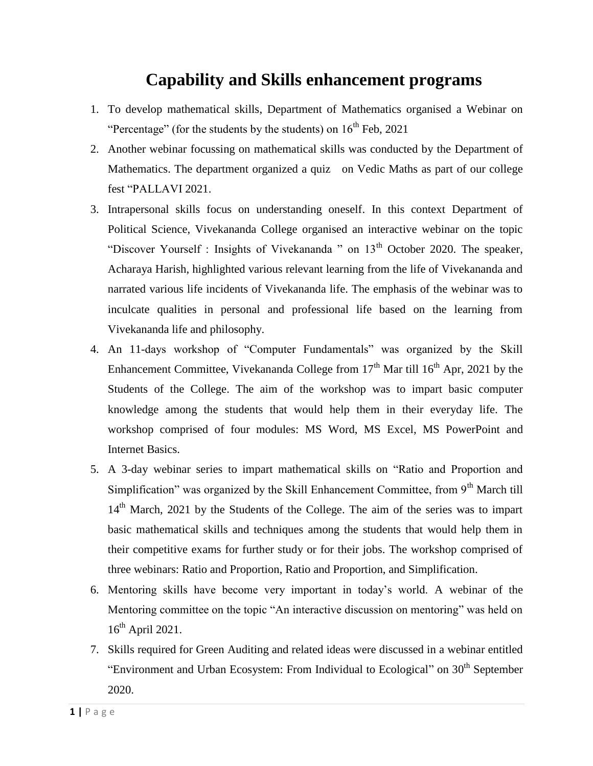# Capability and Skills enhancement programs

1. To develop mathematical skills, Department of Mathematics organised a Webinar on "Percentage" (for the students by the students) on 16th Feb, 2021
2. Another webinar focussing on mathematical skills was conducted by the Department of Mathematics. The department organized a quiz on Vedic Maths as part of our college fest "PALLAVI 2021.
3. Intrapersonal skills focus on understanding oneself. In this context Department of Political Science, Vivekananda College organised an interactive webinar on the topic "Discover Yourself : Insights of Vivekananda " on 13th October 2020. The speaker, Acharaya Harish, highlighted various relevant learning from the life of Vivekananda and narrated various life incidents of Vivekananda life. The emphasis of the webinar was to inculcate qualities in personal and professional life based on the learning from Vivekananda life and philosophy.
4. An 11-days workshop of "Computer Fundamentals" was organized by the Skill Enhancement Committee, Vivekananda College from 17th Mar till 16th Apr, 2021 by the Students of the College. The aim of the workshop was to impart basic computer knowledge among the students that would help them in their everyday life. The workshop comprised of four modules: MS Word, MS Excel, MS PowerPoint and Internet Basics.
5. A 3-day webinar series to impart mathematical skills on "Ratio and Proportion and Simplification" was organized by the Skill Enhancement Committee, from 9th March till 14th March, 2021 by the Students of the College. The aim of the series was to impart basic mathematical skills and techniques among the students that would help them in their competitive exams for further study or for their jobs. The workshop comprised of three webinars: Ratio and Proportion, Ratio and Proportion, and Simplification.
6. Mentoring skills have become very important in today's world. A webinar of the Mentoring committee on the topic "An interactive discussion on mentoring" was held on 16th April 2021.
7. Skills required for Green Auditing and related ideas were discussed in a webinar entitled "Environment and Urban Ecosystem: From Individual to Ecological" on 30th September 2020.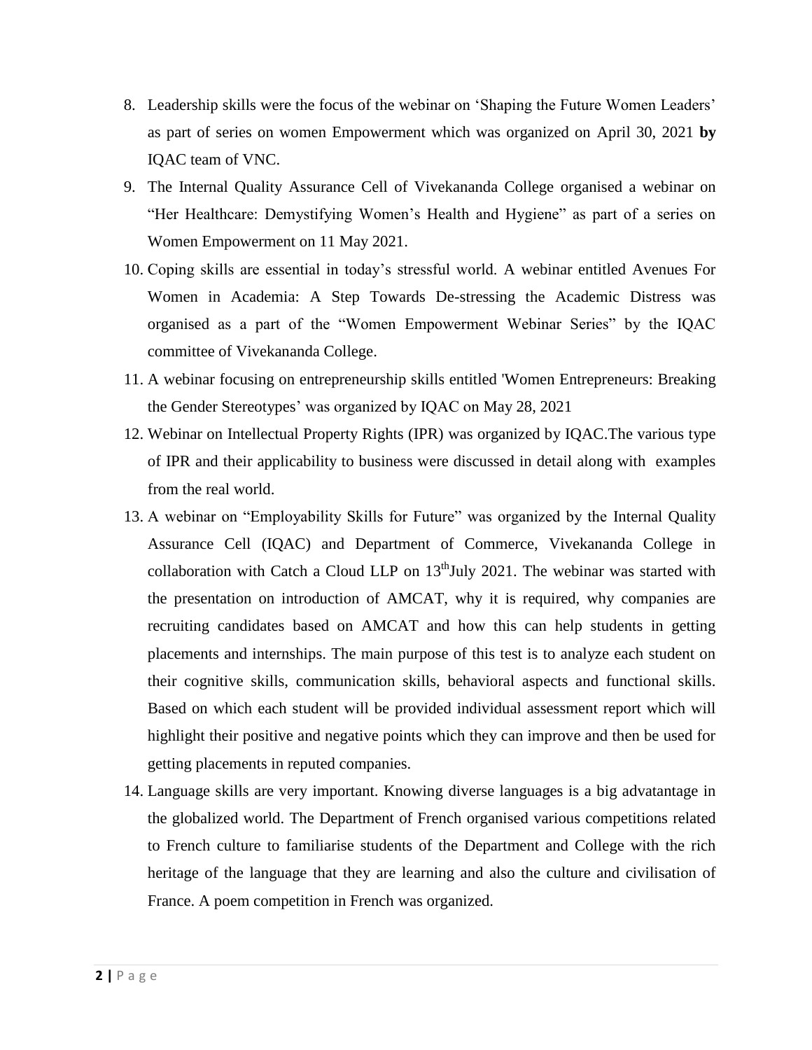8. Leadership skills were the focus of the webinar on 'Shaping the Future Women Leaders' as part of series on women Empowerment which was organized on April 30, 2021 **by** IQAC team of VNC.
9. The Internal Quality Assurance Cell of Vivekananda College organised a webinar on "Her Healthcare: Demystifying Women's Health and Hygiene" as part of a series on Women Empowerment on 11 May 2021.
10. Coping skills are essential in today's stressful world. A webinar entitled Avenues For Women in Academia: A Step Towards De-stressing the Academic Distress was organised as a part of the "Women Empowerment Webinar Series" by the IQAC committee of Vivekananda College.
11. A webinar focusing on entrepreneurship skills entitled 'Women Entrepreneurs: Breaking the Gender Stereotypes' was organized by IQAC on May 28, 2021
12. Webinar on Intellectual Property Rights (IPR) was organized by IQAC.The various type of IPR and their applicability to business were discussed in detail along with examples from the real world.
13. A webinar on "Employability Skills for Future" was organized by the Internal Quality Assurance Cell (IQAC) and Department of Commerce, Vivekananda College in collaboration with Catch a Cloud LLP on 13thJuly 2021. The webinar was started with the presentation on introduction of AMCAT, why it is required, why companies are recruiting candidates based on AMCAT and how this can help students in getting placements and internships. The main purpose of this test is to analyze each student on their cognitive skills, communication skills, behavioral aspects and functional skills. Based on which each student will be provided individual assessment report which will highlight their positive and negative points which they can improve and then be used for getting placements in reputed companies.
14. Language skills are very important. Knowing diverse languages is a big advatantage in the globalized world. The Department of French organised various competitions related to French culture to familiarise students of the Department and College with the rich heritage of the language that they are learning and also the culture and civilisation of France. A poem competition in French was organized.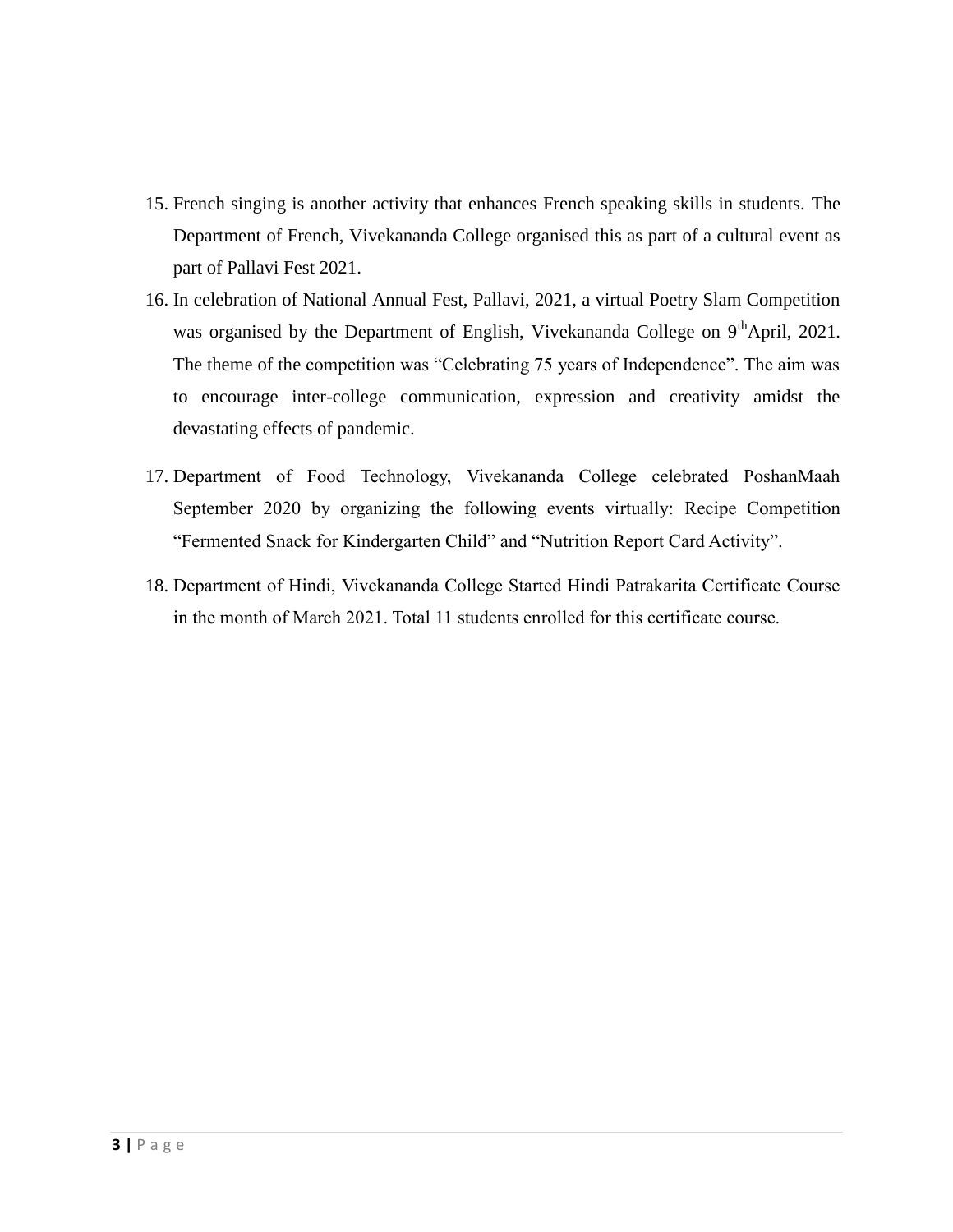15. French singing is another activity that enhances French speaking skills in students. The Department of French, Vivekananda College organised this as part of a cultural event as part of Pallavi Fest 2021.
16. In celebration of National Annual Fest, Pallavi, 2021, a virtual Poetry Slam Competition was organised by the Department of English, Vivekananda College on 9th April, 2021. The theme of the competition was "Celebrating 75 years of Independence". The aim was to encourage inter-college communication, expression and creativity amidst the devastating effects of pandemic.
17. Department of Food Technology, Vivekananda College celebrated PoshanMaah September 2020 by organizing the following events virtually: Recipe Competition "Fermented Snack for Kindergarten Child" and "Nutrition Report Card Activity".
18. Department of Hindi, Vivekananda College Started Hindi Patrakarita Certificate Course in the month of March 2021. Total 11 students enrolled for this certificate course.